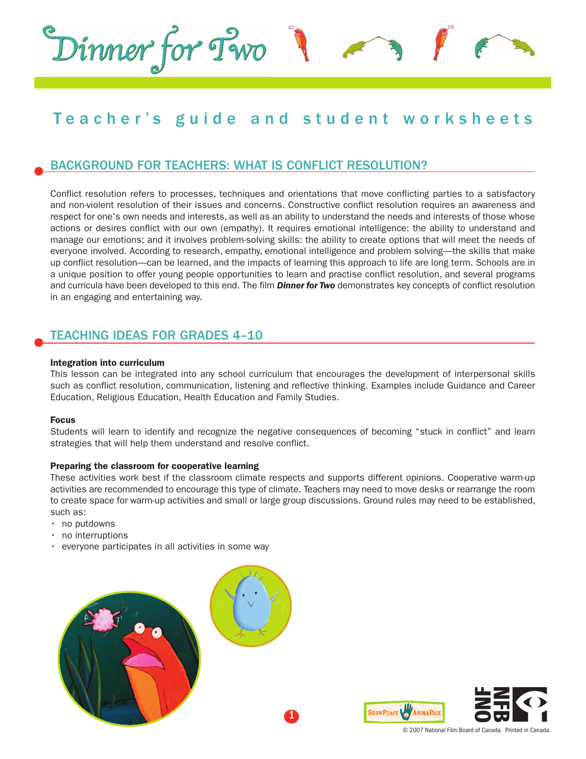# Dinner for Two

## Teacher's guide and student worksheets

## BACKGROUND FOR TEACHERS: WHAT IS CONFLICT RESOLUTION?

Conflict resolution refers to processes, techniques and orientations that move conflicting parties to a satisfactory and non-violent resolution of their issues and concerns. Constructive conflict resolution requires an awareness and respect for one's own needs and interests, as well as an ability to understand the needs and interests of those whose actions or desires conflict with our own (empathy). It requires emotional intelligence: the ability to understand and manage our emotions; and it involves problem-solving skills: the ability to create options that will meet the needs of everyone involved. According to research, empathy, emotional intelligence and problem solving—the skills that make up conflict resolution—can be learned, and the impacts of learning this approach to life are long term. Schools are in a unique position to offer young people opportunities to learn and practise conflict resolution, and several programs and curricula have been developed to this end. The film ***Dinner for Two*** demonstrates key concepts of conflict resolution in an engaging and entertaining way.

## TEACHING IDEAS FOR GRADES 4–10

**Integration into curriculum**

This lesson can be integrated into any school curriculum that encourages the development of interpersonal skills such as conflict resolution, communication, listening and reflective thinking. Examples include Guidance and Career Education, Religious Education, Health Education and Family Studies.

**Focus**

Students will learn to identify and recognize the negative consequences of becoming "stuck in conflict" and learn strategies that will help them understand and resolve conflict.

**Preparing the classroom for cooperative learning**

These activities work best if the classroom climate respects and supports different opinions. Cooperative warm-up activities are recommended to encourage this type of climate. Teachers may need to move desks or rearrange the room to create space for warm-up activities and small or large group discussions. Ground rules may need to be established, such as:

- no putdowns
- no interruptions
- everyone participates in all activities in some way

© 2007 National Film Board of Canada. Printed in Canada.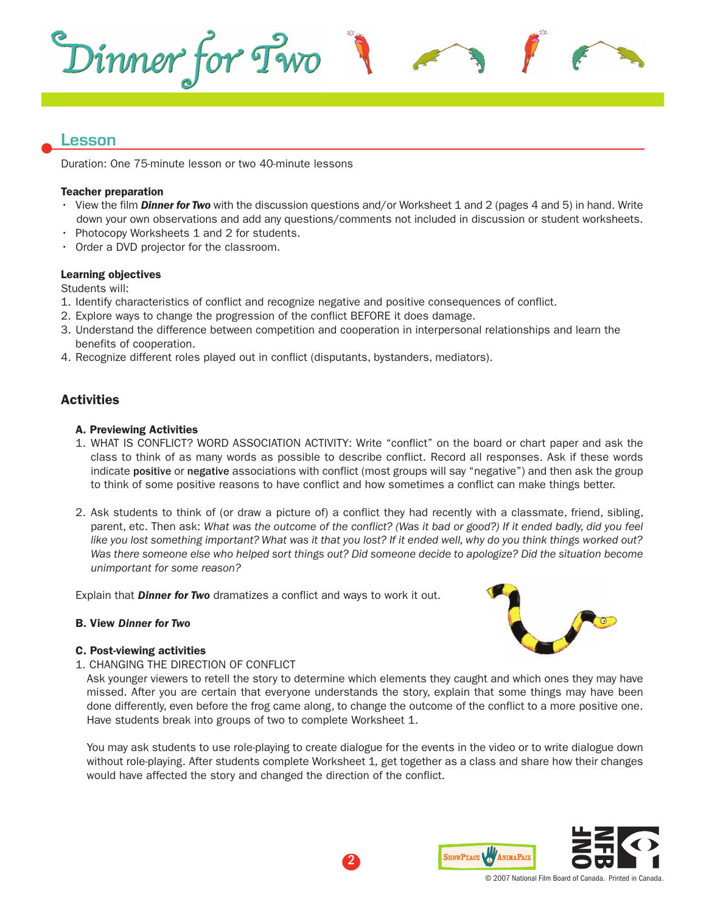## Lesson

Duration: One 75-minute lesson or two 40-minute lessons

**Teacher preparation**

- View the film ***Dinner for Two*** with the discussion questions and/or Worksheet 1 and 2 (pages 4 and 5) in hand. Write down your own observations and add any questions/comments not included in discussion or student worksheets.
- Photocopy Worksheets 1 and 2 for students.
- Order a DVD projector for the classroom.

**Learning objectives**

Students will:

1. Identify characteristics of conflict and recognize negative and positive consequences of conflict.
2. Explore ways to change the progression of the conflict BEFORE it does damage.
3. Understand the difference between competition and cooperation in interpersonal relationships and learn the benefits of cooperation.
4. Recognize different roles played out in conflict (disputants, bystanders, mediators).

## Activities

### A. Previewing Activities

1. WHAT IS CONFLICT? WORD ASSOCIATION ACTIVITY: Write "conflict" on the board or chart paper and ask the class to think of as many words as possible to describe conflict. Record all responses. Ask if these words indicate **positive** or **negative** associations with conflict (most groups will say "negative") and then ask the group to think of some positive reasons to have conflict and how sometimes a conflict can make things better.

2. Ask students to think of (or draw a picture of) a conflict they had recently with a classmate, friend, sibling, parent, etc. Then ask: *What was the outcome of the conflict? (Was it bad or good?) If it ended badly, did you feel like you lost something important? What was it that you lost? If it ended well, why do you think things worked out? Was there someone else who helped sort things out? Did someone decide to apologize? Did the situation become unimportant for some reason?*

Explain that ***Dinner for Two*** dramatizes a conflict and ways to work it out.

### B. View *Dinner for Two*

### C. Post-viewing activities

1. CHANGING THE DIRECTION OF CONFLICT

Ask younger viewers to retell the story to determine which elements they caught and which ones they may have missed. After you are certain that everyone understands the story, explain that some things may have been done differently, even before the frog came along, to change the outcome of the conflict to a more positive one. Have students break into groups of two to complete Worksheet 1.

You may ask students to use role-playing to create dialogue for the events in the video or to write dialogue down without role-playing. After students complete Worksheet 1, get together as a class and share how their changes would have affected the story and changed the direction of the conflict.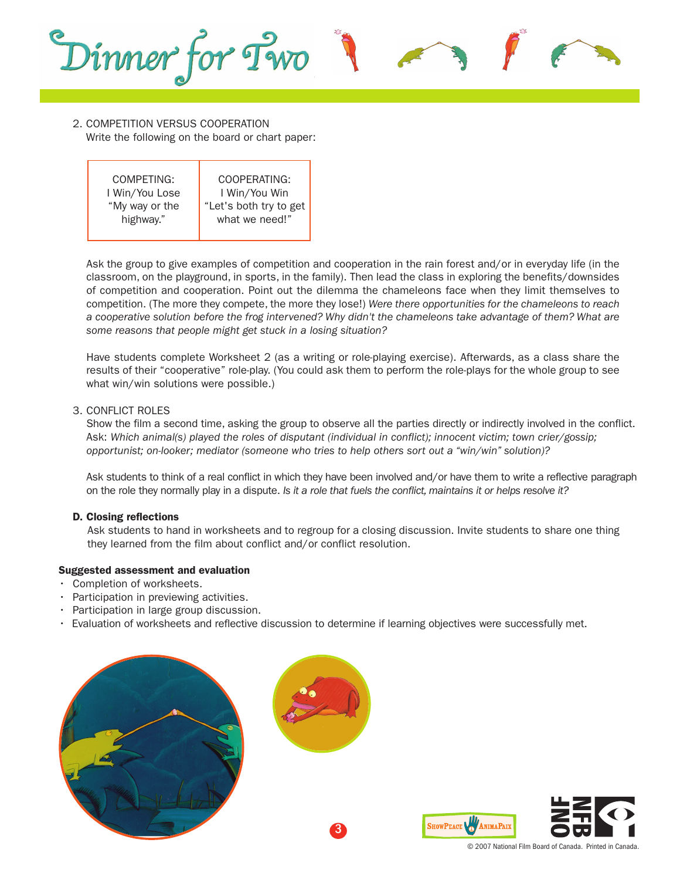2. COMPETITION VERSUS COOPERATION
   Write the following on the board or chart paper:

| COMPETING: I Win/You Lose "My way or the highway." | COOPERATING: I Win/You Win "Let's both try to get what we need!" |
| --- | --- |

Ask the group to give examples of competition and cooperation in the rain forest and/or in everyday life (in the classroom, on the playground, in sports, in the family). Then lead the class in exploring the benefits/downsides of competition and cooperation. Point out the dilemma the chameleons face when they limit themselves to competition. (The more they compete, the more they lose!) *Were there opportunities for the chameleons to reach a cooperative solution before the frog intervened? Why didn't the chameleons take advantage of them? What are some reasons that people might get stuck in a losing situation?*

Have students complete Worksheet 2 (as a writing or role-playing exercise). Afterwards, as a class share the results of their "cooperative" role-play. (You could ask them to perform the role-plays for the whole group to see what win/win solutions were possible.)

3. CONFLICT ROLES
   Show the film a second time, asking the group to observe all the parties directly or indirectly involved in the conflict. Ask: *Which animal(s) played the roles of disputant (individual in conflict); innocent victim; town crier/gossip; opportunist; on-looker; mediator (someone who tries to help others sort out a "win/win" solution)?*

Ask students to think of a real conflict in which they have been involved and/or have them to write a reflective paragraph on the role they normally play in a dispute. *Is it a role that fuels the conflict, maintains it or helps resolve it?*

**D. Closing reflections**

Ask students to hand in worksheets and to regroup for a closing discussion. Invite students to share one thing they learned from the film about conflict and/or conflict resolution.

**Suggested assessment and evaluation**

- Completion of worksheets.
- Participation in previewing activities.
- Participation in large group discussion.
- Evaluation of worksheets and reflective discussion to determine if learning objectives were successfully met.

© 2007 National Film Board of Canada. Printed in Canada.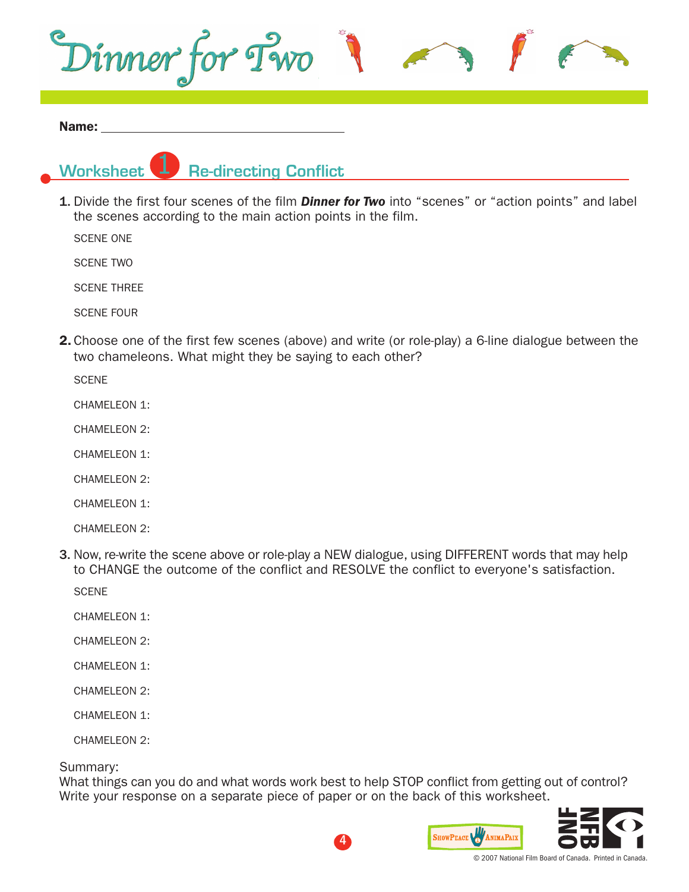# Dinner for Two

**Name:** ____________________________________

## Worksheet 1 Re-directing Conflict

**1.** Divide the first four scenes of the film ***Dinner for Two*** into "scenes" or "action points" and label the scenes according to the main action points in the film.

SCENE ONE

SCENE TWO

SCENE THREE

SCENE FOUR

**2.** Choose one of the first few scenes (above) and write (or role-play) a 6-line dialogue between the two chameleons. What might they be saying to each other?

SCENE

CHAMELEON 1:

CHAMELEON 2:

CHAMELEON 1:

CHAMELEON 2:

CHAMELEON 1:

CHAMELEON 2:

**3.** Now, re-write the scene above or role-play a NEW dialogue, using DIFFERENT words that may help to CHANGE the outcome of the conflict and RESOLVE the conflict to everyone's satisfaction.

SCENE

CHAMELEON 1:

CHAMELEON 2:

CHAMELEON 1:

CHAMELEON 2:

CHAMELEON 1:

CHAMELEON 2:

Summary:
What things can you do and what words work best to help STOP conflict from getting out of control? Write your response on a separate piece of paper or on the back of this worksheet.

© 2007 National Film Board of Canada. Printed in Canada.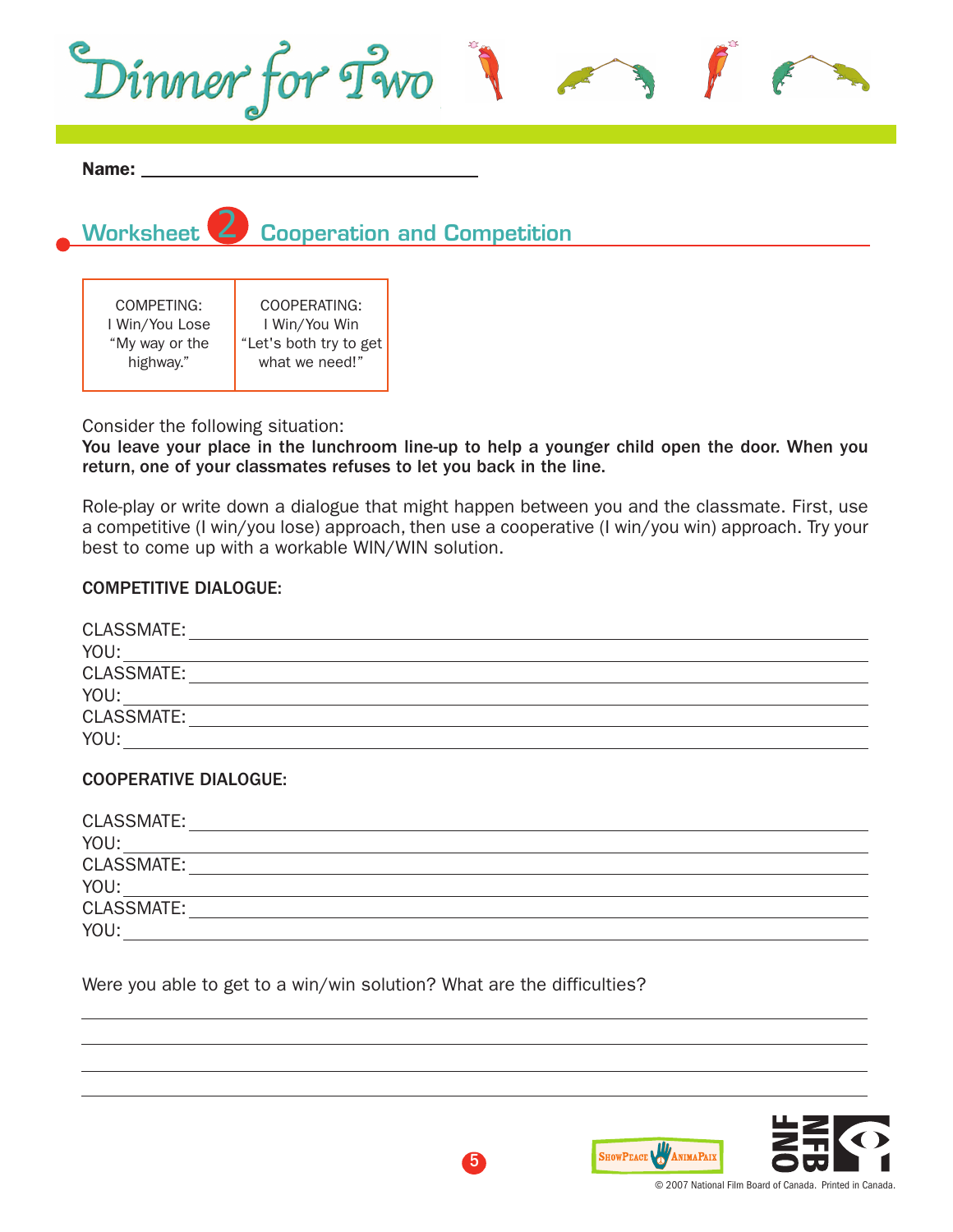# Dinner for Two

**Name:** ______________________________

## Worksheet 2 Cooperation and Competition

| COMPETING: I Win/You Lose "My way or the highway." | COOPERATING: I Win/You Win "Let's both try to get what we need!" |
|---|---|

Consider the following situation:
**You leave your place in the lunchroom line-up to help a younger child open the door. When you return, one of your classmates refuses to let you back in the line.**

Role-play or write down a dialogue that might happen between you and the classmate. First, use a competitive (I win/you lose) approach, then use a cooperative (I win/you win) approach. Try your best to come up with a workable WIN/WIN solution.

**COMPETITIVE DIALOGUE:**

CLASSMATE: ______________________________
YOU: ______________________________
CLASSMATE: ______________________________
YOU: ______________________________
CLASSMATE: ______________________________
YOU: ______________________________

**COOPERATIVE DIALOGUE:**

CLASSMATE: ______________________________
YOU: ______________________________
CLASSMATE: ______________________________
YOU: ______________________________
CLASSMATE: ______________________________
YOU: ______________________________

Were you able to get to a win/win solution? What are the difficulties?

______________________________
______________________________
______________________________
______________________________

© 2007 National Film Board of Canada. Printed in Canada.